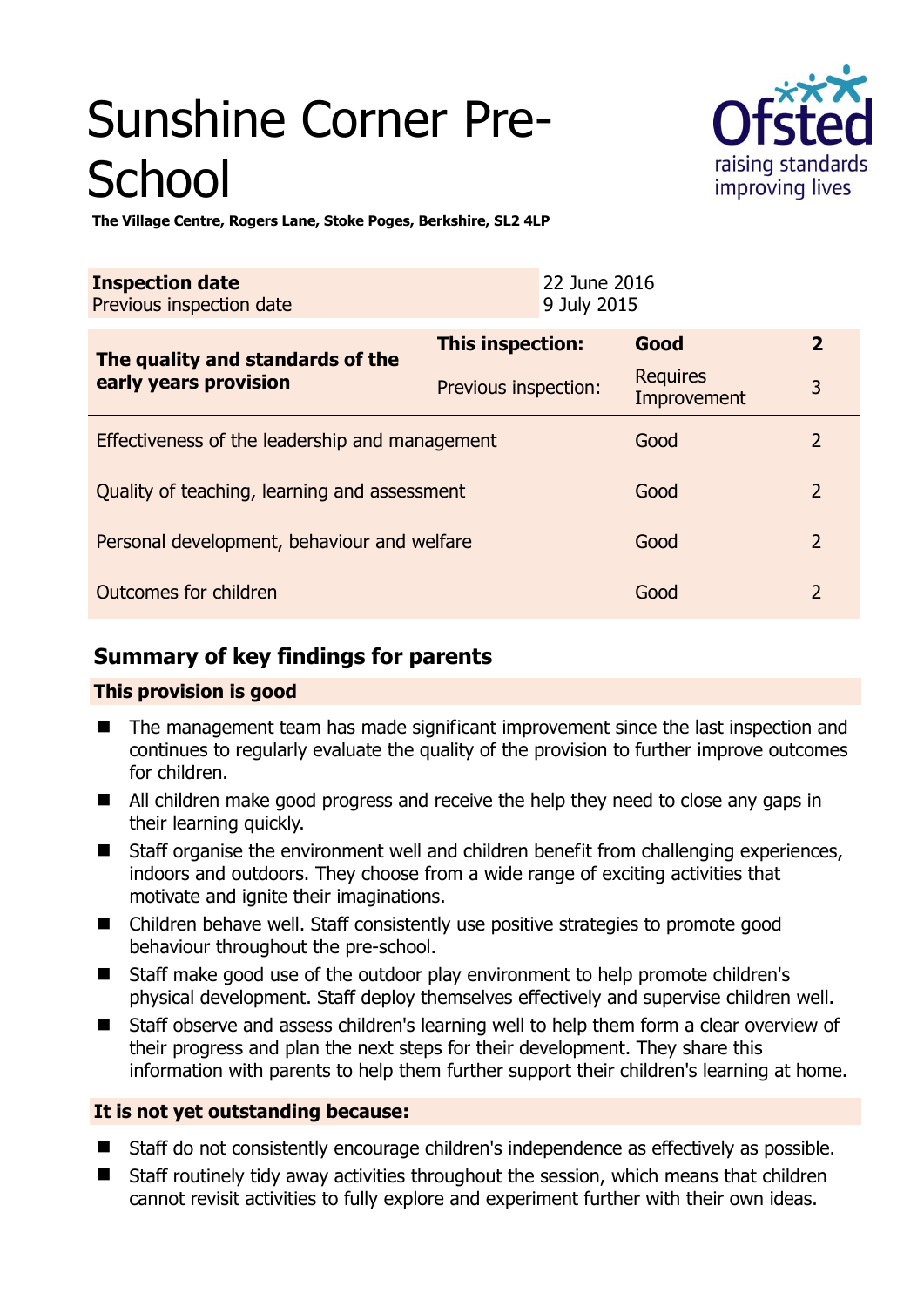# Sunshine Corner Pre-School

**The Village Centre, Rogers Lane, Stoke Poges, Berkshire, SL2 4LP**

| **Inspection date** | 22 June 2016 |
|---|---|
| Previous inspection date | 9 July 2015 |

| **The quality and standards of the early years provision** | **This inspection:** | **Good** | **2** |
|---|---|---|---|
| | Previous inspection: | Requires Improvement | 3 |
| Effectiveness of the leadership and management | | Good | 2 |
| Quality of teaching, learning and assessment | | Good | 2 |
| Personal development, behaviour and welfare | | Good | 2 |
| Outcomes for children | | Good | 2 |

## Summary of key findings for parents

### This provision is good

- The management team has made significant improvement since the last inspection and continues to regularly evaluate the quality of the provision to further improve outcomes for children.
- All children make good progress and receive the help they need to close any gaps in their learning quickly.
- Staff organise the environment well and children benefit from challenging experiences, indoors and outdoors. They choose from a wide range of exciting activities that motivate and ignite their imaginations.
- Children behave well. Staff consistently use positive strategies to promote good behaviour throughout the pre-school.
- Staff make good use of the outdoor play environment to help promote children's physical development. Staff deploy themselves effectively and supervise children well.
- Staff observe and assess children's learning well to help them form a clear overview of their progress and plan the next steps for their development. They share this information with parents to help them further support their children's learning at home.

### It is not yet outstanding because:

- Staff do not consistently encourage children's independence as effectively as possible.
- Staff routinely tidy away activities throughout the session, which means that children cannot revisit activities to fully explore and experiment further with their own ideas.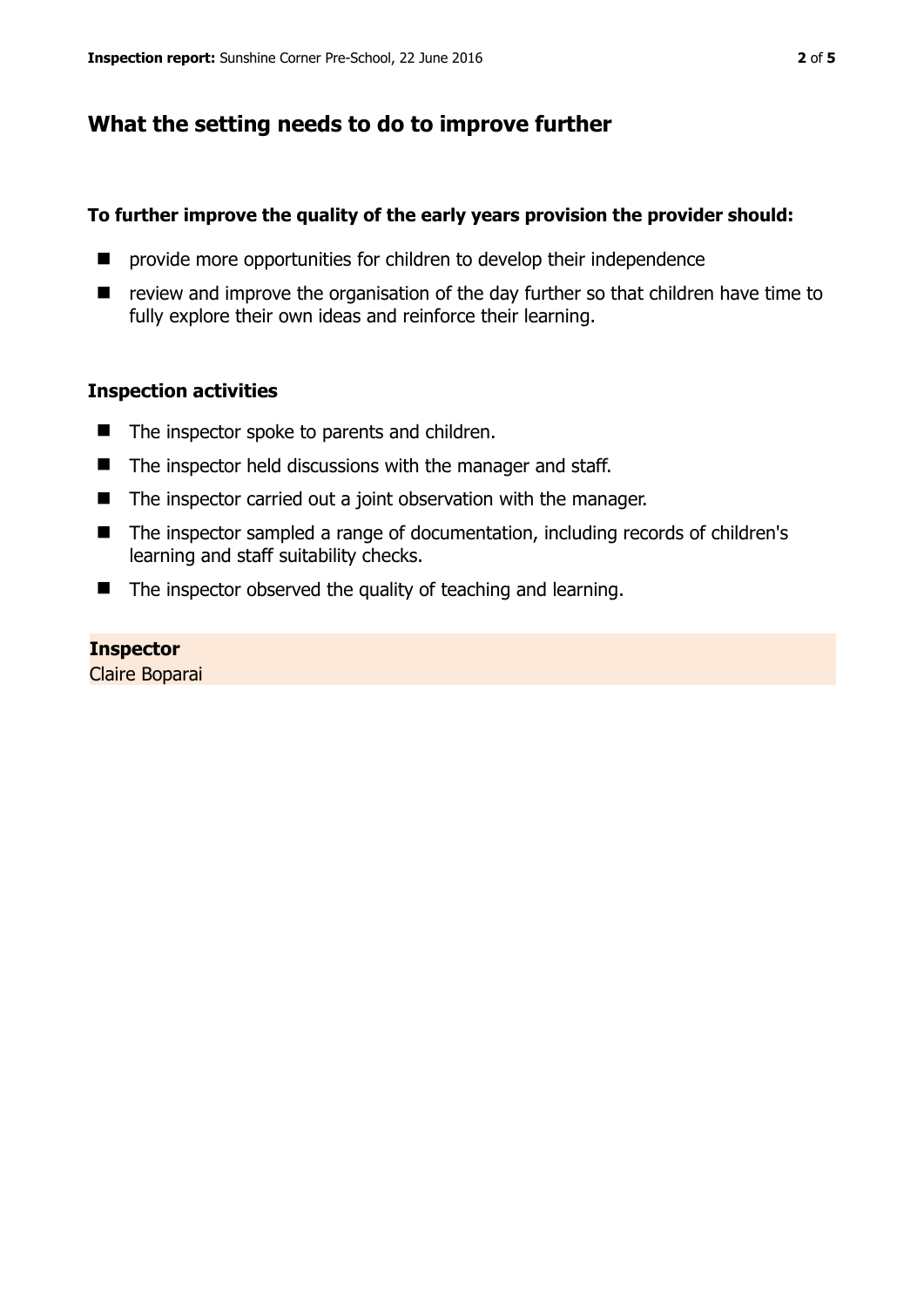## What the setting needs to do to improve further

**To further improve the quality of the early years provision the provider should:**

- provide more opportunities for children to develop their independence
- review and improve the organisation of the day further so that children have time to fully explore their own ideas and reinforce their learning.

### Inspection activities

- The inspector spoke to parents and children.
- The inspector held discussions with the manager and staff.
- The inspector carried out a joint observation with the manager.
- The inspector sampled a range of documentation, including records of children's learning and staff suitability checks.
- The inspector observed the quality of teaching and learning.

**Inspector**
Claire Boparai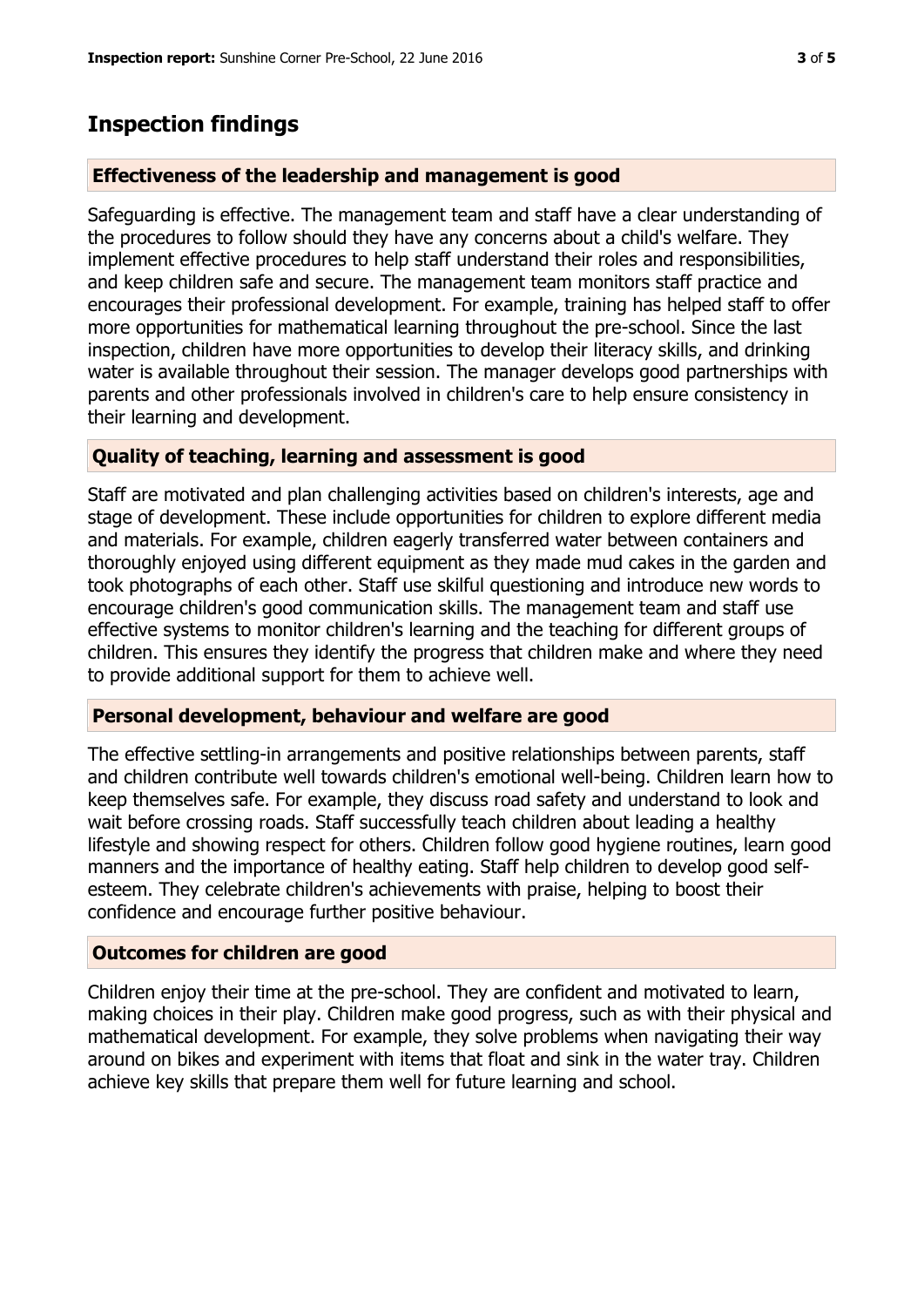## Inspection findings

### Effectiveness of the leadership and management is good

Safeguarding is effective. The management team and staff have a clear understanding of the procedures to follow should they have any concerns about a child's welfare. They implement effective procedures to help staff understand their roles and responsibilities, and keep children safe and secure. The management team monitors staff practice and encourages their professional development. For example, training has helped staff to offer more opportunities for mathematical learning throughout the pre-school. Since the last inspection, children have more opportunities to develop their literacy skills, and drinking water is available throughout their session. The manager develops good partnerships with parents and other professionals involved in children's care to help ensure consistency in their learning and development.

### Quality of teaching, learning and assessment is good

Staff are motivated and plan challenging activities based on children's interests, age and stage of development. These include opportunities for children to explore different media and materials. For example, children eagerly transferred water between containers and thoroughly enjoyed using different equipment as they made mud cakes in the garden and took photographs of each other. Staff use skilful questioning and introduce new words to encourage children's good communication skills. The management team and staff use effective systems to monitor children's learning and the teaching for different groups of children. This ensures they identify the progress that children make and where they need to provide additional support for them to achieve well.

### Personal development, behaviour and welfare are good

The effective settling-in arrangements and positive relationships between parents, staff and children contribute well towards children's emotional well-being. Children learn how to keep themselves safe. For example, they discuss road safety and understand to look and wait before crossing roads. Staff successfully teach children about leading a healthy lifestyle and showing respect for others. Children follow good hygiene routines, learn good manners and the importance of healthy eating. Staff help children to develop good self-esteem. They celebrate children's achievements with praise, helping to boost their confidence and encourage further positive behaviour.

### Outcomes for children are good

Children enjoy their time at the pre-school. They are confident and motivated to learn, making choices in their play. Children make good progress, such as with their physical and mathematical development. For example, they solve problems when navigating their way around on bikes and experiment with items that float and sink in the water tray. Children achieve key skills that prepare them well for future learning and school.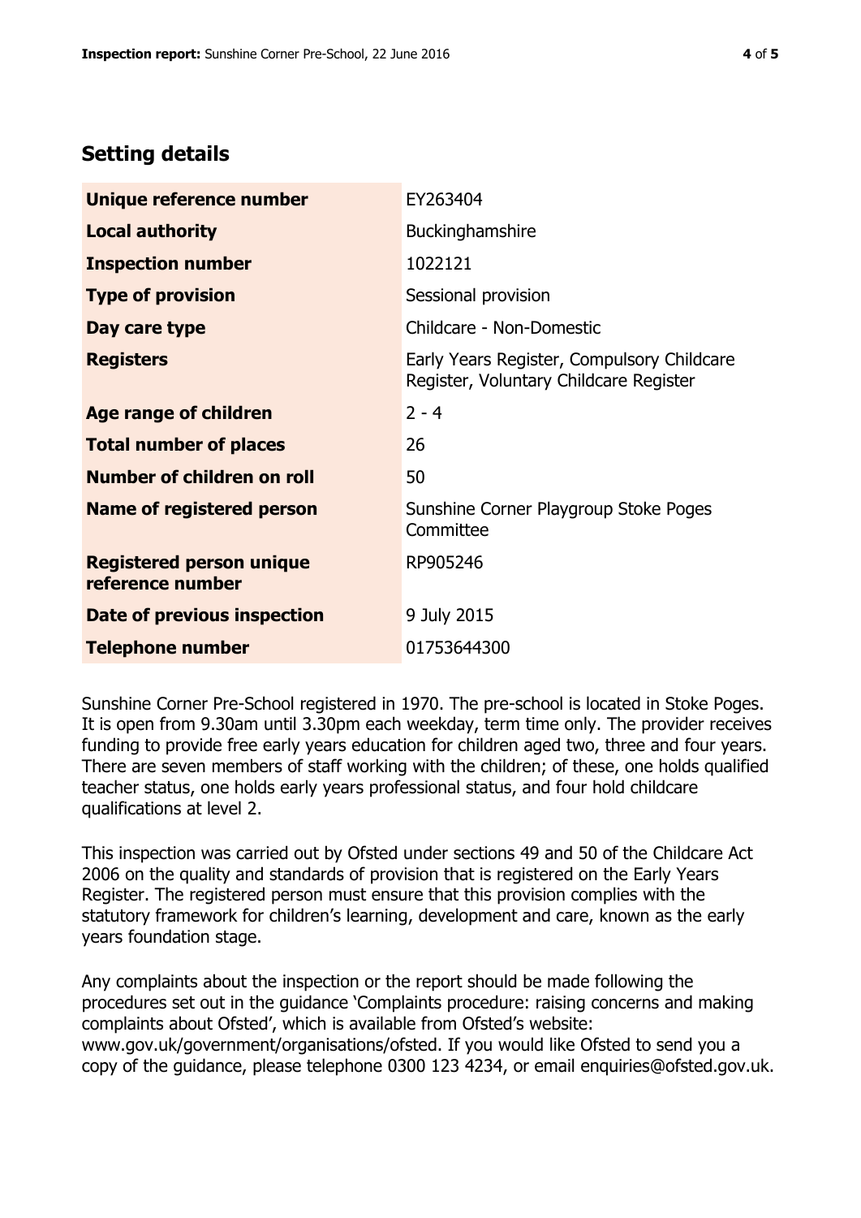## Setting details

| | |
|---|---|
| **Unique reference number** | EY263404 |
| **Local authority** | Buckinghamshire |
| **Inspection number** | 1022121 |
| **Type of provision** | Sessional provision |
| **Day care type** | Childcare - Non-Domestic |
| **Registers** | Early Years Register, Compulsory Childcare Register, Voluntary Childcare Register |
| **Age range of children** | 2 - 4 |
| **Total number of places** | 26 |
| **Number of children on roll** | 50 |
| **Name of registered person** | Sunshine Corner Playgroup Stoke Poges Committee |
| **Registered person unique reference number** | RP905246 |
| **Date of previous inspection** | 9 July 2015 |
| **Telephone number** | 01753644300 |

Sunshine Corner Pre-School registered in 1970. The pre-school is located in Stoke Poges. It is open from 9.30am until 3.30pm each weekday, term time only. The provider receives funding to provide free early years education for children aged two, three and four years. There are seven members of staff working with the children; of these, one holds qualified teacher status, one holds early years professional status, and four hold childcare qualifications at level 2.

This inspection was carried out by Ofsted under sections 49 and 50 of the Childcare Act 2006 on the quality and standards of provision that is registered on the Early Years Register. The registered person must ensure that this provision complies with the statutory framework for children's learning, development and care, known as the early years foundation stage.

Any complaints about the inspection or the report should be made following the procedures set out in the guidance 'Complaints procedure: raising concerns and making complaints about Ofsted', which is available from Ofsted's website: www.gov.uk/government/organisations/ofsted. If you would like Ofsted to send you a copy of the guidance, please telephone 0300 123 4234, or email enquiries@ofsted.gov.uk.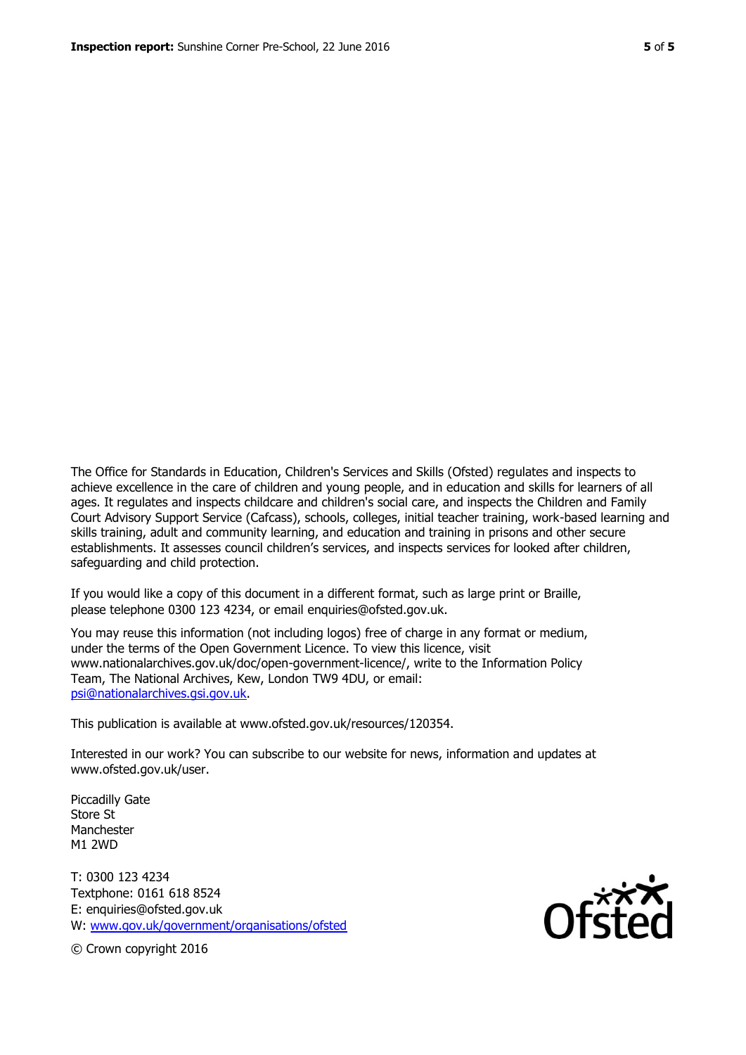The Office for Standards in Education, Children's Services and Skills (Ofsted) regulates and inspects to achieve excellence in the care of children and young people, and in education and skills for learners of all ages. It regulates and inspects childcare and children's social care, and inspects the Children and Family Court Advisory Support Service (Cafcass), schools, colleges, initial teacher training, work-based learning and skills training, adult and community learning, and education and training in prisons and other secure establishments. It assesses council children's services, and inspects services for looked after children, safeguarding and child protection.

If you would like a copy of this document in a different format, such as large print or Braille, please telephone 0300 123 4234, or email enquiries@ofsted.gov.uk.

You may reuse this information (not including logos) free of charge in any format or medium, under the terms of the Open Government Licence. To view this licence, visit www.nationalarchives.gov.uk/doc/open-government-licence/, write to the Information Policy Team, The National Archives, Kew, London TW9 4DU, or email: psi@nationalarchives.gsi.gov.uk.

This publication is available at www.ofsted.gov.uk/resources/120354.

Interested in our work? You can subscribe to our website for news, information and updates at www.ofsted.gov.uk/user.

Piccadilly Gate
Store St
Manchester
M1 2WD

T: 0300 123 4234
Textphone: 0161 618 8524
E: enquiries@ofsted.gov.uk
W: www.gov.uk/government/organisations/ofsted

© Crown copyright 2016